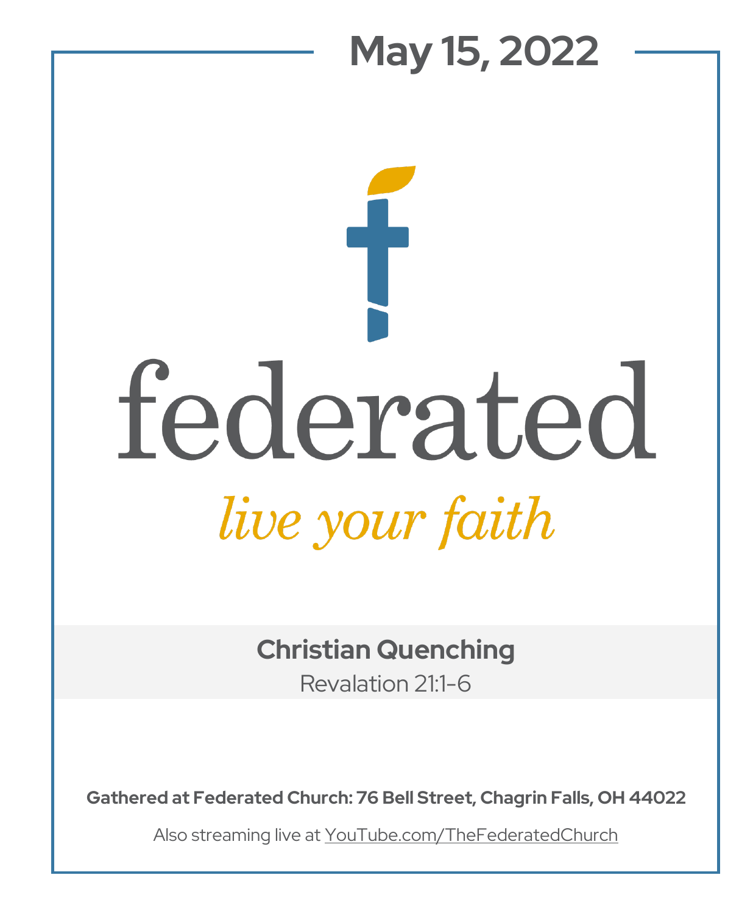# May 15, 2022

# federated

*live your faith*

**Christian Quenching**

Revalation 21:1-6

**Gathered at Federated Church: 76 Bell Street, Chagrin Falls, OH 44022**

Also streaming live at YouTube.com/TheFederatedChurch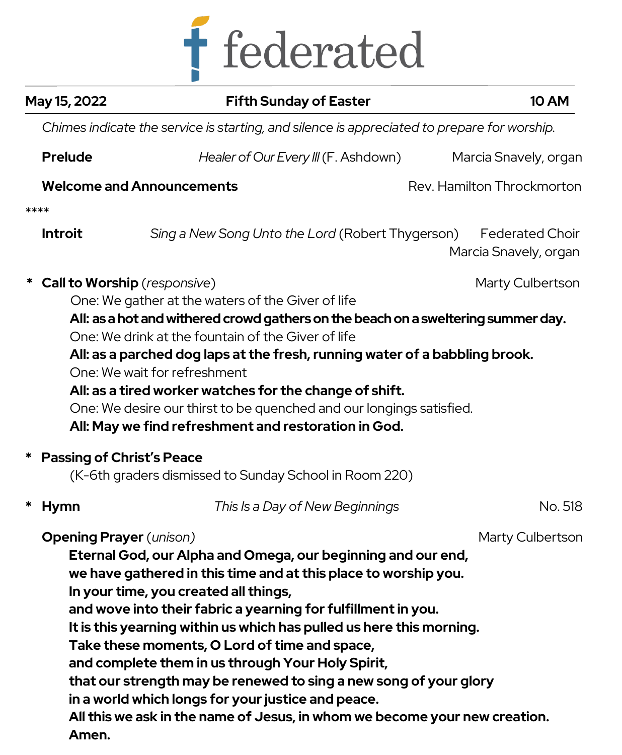# federated

**May 15, 2022** | **Fifth Sunday of Easter** | **10 AM**

*Chimes indicate the service is starting, and silence is appreciated to prepare for worship.*

**Prelude** — *Healer of Our Every Ill* (F. Ashdown) — Marcia Snavely, organ

**Welcome and Announcements** — Rev. Hamilton Throckmorton

****

**Introit** — *Sing a New Song Unto the Lord* (Robert Thygerson) — Federated Choir, Marcia Snavely, organ

\* **Call to Worship** (*responsive*) — Marty Culbertson

One: We gather at the waters of the Giver of life

**All: as a hot and withered crowd gathers on the beach on a sweltering summer day.**

One: We drink at the fountain of the Giver of life

**All: as a parched dog laps at the fresh, running water of a babbling brook.**

One: We wait for refreshment

**All: as a tired worker watches for the change of shift.**

One: We desire our thirst to be quenched and our longings satisfied.

**All: May we find refreshment and restoration in God.**

\* **Passing of Christ's Peace**

(K-6th graders dismissed to Sunday School in Room 220)

\* **Hymn** — *This Is a Day of New Beginnings* — No. 518

**Opening Prayer** (*unison*) — Marty Culbertson

**Eternal God, our Alpha and Omega, our beginning and our end,**
**we have gathered in this time and at this place to worship you.**
**In your time, you created all things,**
**and wove into their fabric a yearning for fulfillment in you.**
**It is this yearning within us which has pulled us here this morning.**
**Take these moments, O Lord of time and space,**
**and complete them in us through Your Holy Spirit,**
**that our strength may be renewed to sing a new song of your glory**
**in a world which longs for your justice and peace.**
**All this we ask in the name of Jesus, in whom we become your new creation.**
**Amen.**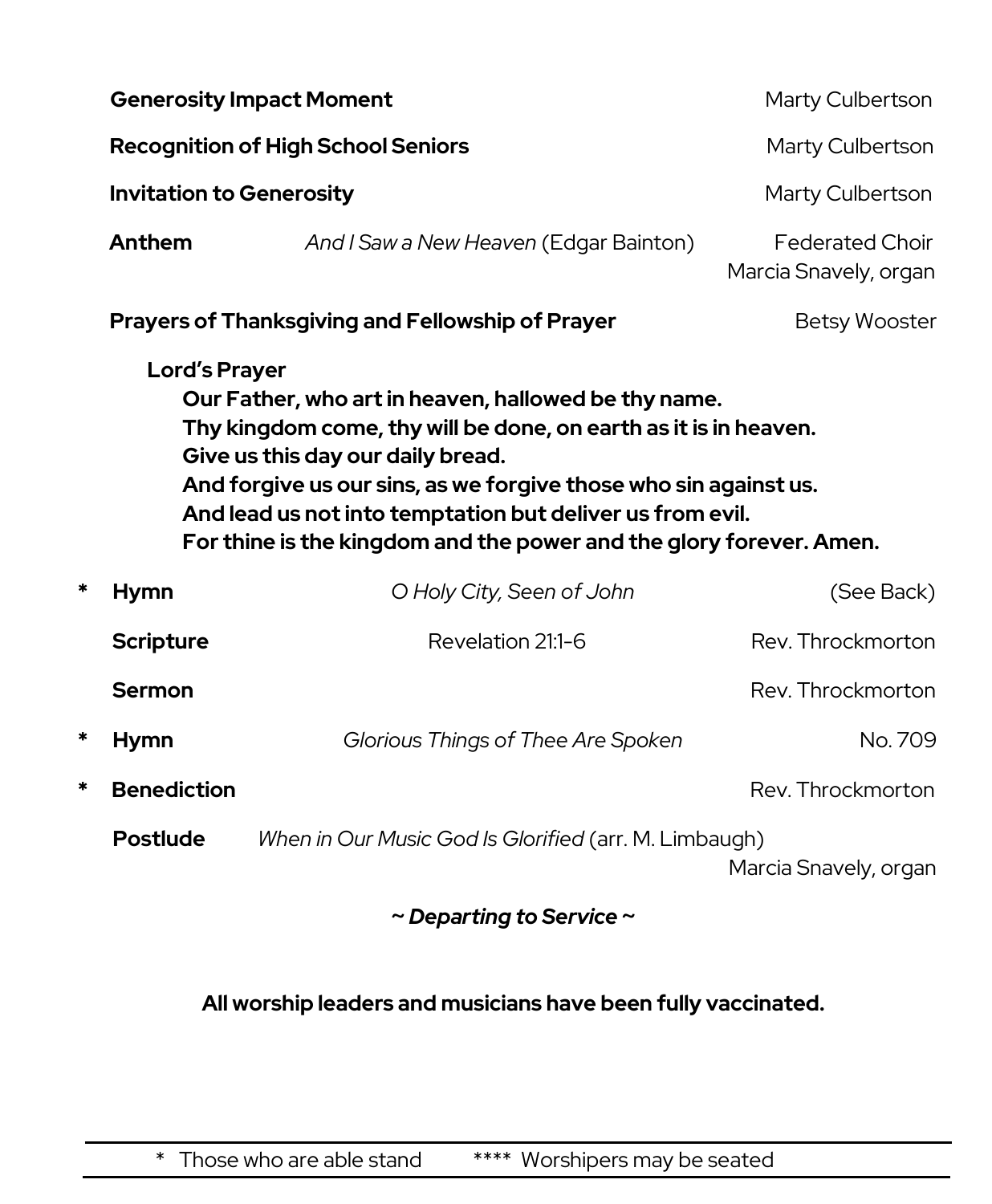**Generosity Impact Moment** Marty Culbertson

**Recognition of High School Seniors** Marty Culbertson

**Invitation to Generosity** Marty Culbertson

**Anthem** *And I Saw a New Heaven* (Edgar Bainton) Federated Choir
Marcia Snavely, organ

**Prayers of Thanksgiving and Fellowship of Prayer** Betsy Wooster

**Lord's Prayer**

**Our Father, who art in heaven, hallowed be thy name.**
**Thy kingdom come, thy will be done, on earth as it is in heaven.**
**Give us this day our daily bread.**
**And forgive us our sins, as we forgive those who sin against us.**
**And lead us not into temptation but deliver us from evil.**
**For thine is the kingdom and the power and the glory forever. Amen.**

\* **Hymn** *O Holy City, Seen of John* (See Back)

**Scripture** Revelation 21:1-6 Rev. Throckmorton

**Sermon** Rev. Throckmorton

\* **Hymn** *Glorious Things of Thee Are Spoken* No. 709

\* **Benediction** Rev. Throckmorton

**Postlude** *When in Our Music God Is Glorified* (arr. M. Limbaugh)
Marcia Snavely, organ

***~ Departing to Service ~***

**All worship leaders and musicians have been fully vaccinated.**

\* Those who are able stand **** Worshipers may be seated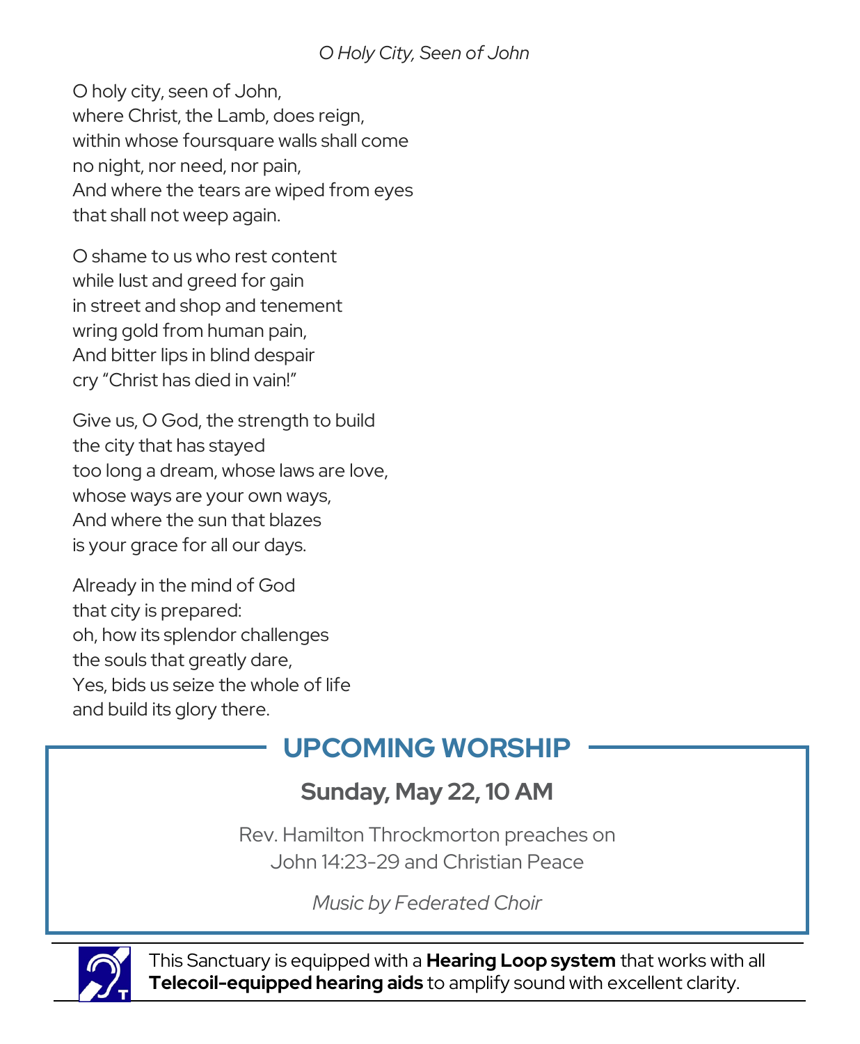*O Holy City, Seen of John*

O holy city, seen of John,
where Christ, the Lamb, does reign,
within whose foursquare walls shall come
no night, nor need, nor pain,
And where the tears are wiped from eyes
that shall not weep again.

O shame to us who rest content
while lust and greed for gain
in street and shop and tenement
wring gold from human pain,
And bitter lips in blind despair
cry "Christ has died in vain!"

Give us, O God, the strength to build
the city that has stayed
too long a dream, whose laws are love,
whose ways are your own ways,
And where the sun that blazes
is your grace for all our days.

Already in the mind of God
that city is prepared:
oh, how its splendor challenges
the souls that greatly dare,
Yes, bids us seize the whole of life
and build its glory there.

## UPCOMING WORSHIP

### Sunday, May 22, 10 AM

Rev. Hamilton Throckmorton preaches on
John 14:23-29 and Christian Peace

*Music by Federated Choir*

This Sanctuary is equipped with a **Hearing Loop system** that works with all **Telecoil-equipped hearing aids** to amplify sound with excellent clarity.